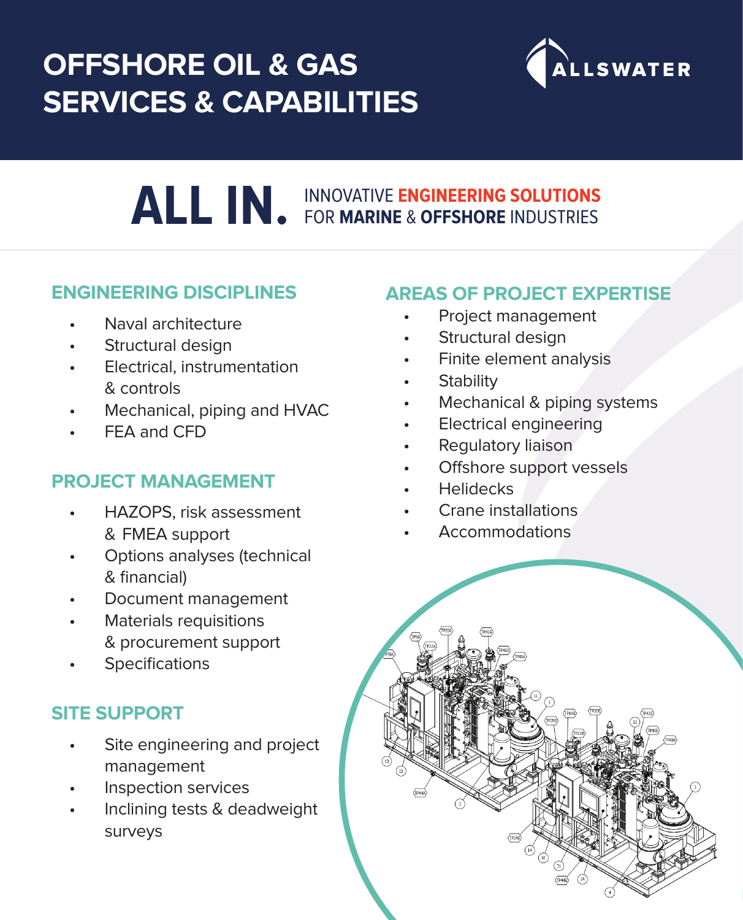# OFFSHORE OIL & GAS SERVICES & CAPABILITIES

ALLSWATER

**ALL IN.** INNOVATIVE **ENGINEERING SOLUTIONS** FOR **MARINE** & **OFFSHORE** INDUSTRIES

## ENGINEERING DISCIPLINES

- Naval architecture
- Structural design
- Electrical, instrumentation & controls
- Mechanical, piping and HVAC
- FEA and CFD

## PROJECT MANAGEMENT

- HAZOPS, risk assessment & FMEA support
- Options analyses (technical & financial)
- Document management
- Materials requisitions & procurement support
- Specifications

## SITE SUPPORT

- Site engineering and project management
- Inspection services
- Inclining tests & deadweight surveys

## AREAS OF PROJECT EXPERTISE

- Project management
- Structural design
- Finite element analysis
- Stability
- Mechanical & piping systems
- Electrical engineering
- Regulatory liaison
- Offshore support vessels
- Helidecks
- Crane installations
- Accommodations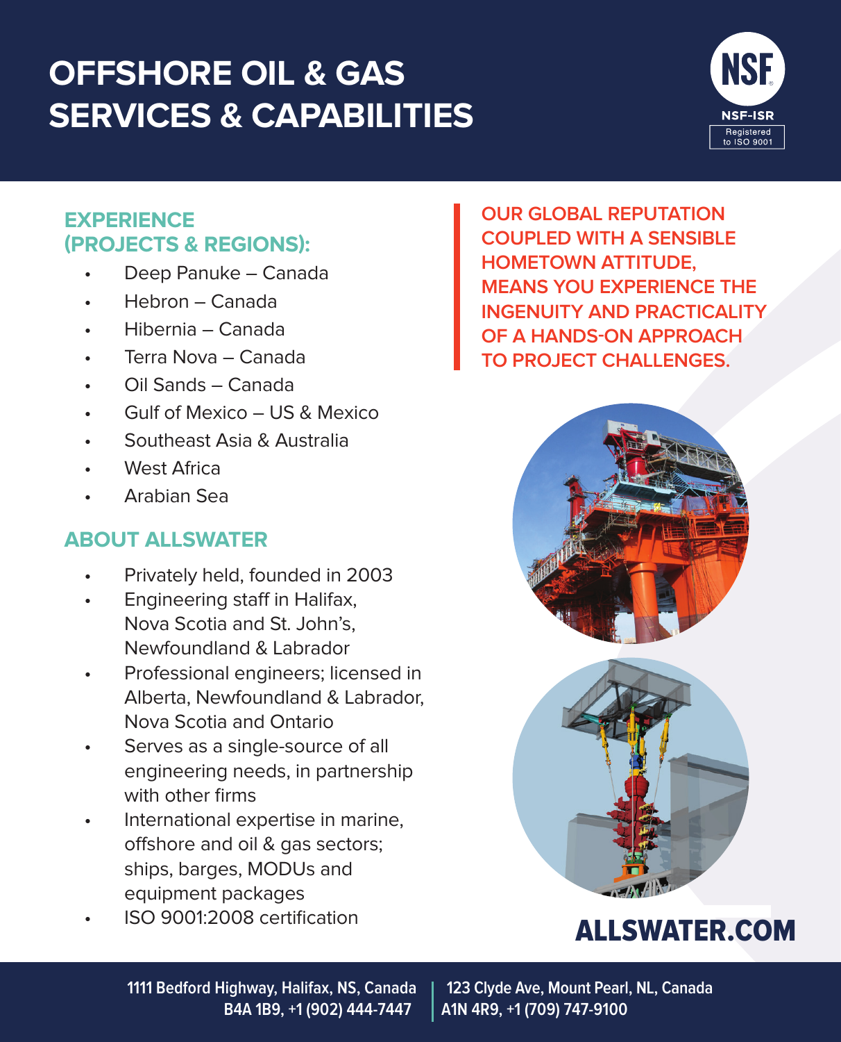# OFFSHORE OIL & GAS SERVICES & CAPABILITIES

NSF-ISR

Registered to ISO 9001

## EXPERIENCE (PROJECTS & REGIONS):

- Deep Panuke – Canada
- Hebron – Canada
- Hibernia – Canada
- Terra Nova – Canada
- Oil Sands – Canada
- Gulf of Mexico – US & Mexico
- Southeast Asia & Australia
- West Africa
- Arabian Sea

## ABOUT ALLSWATER

- Privately held, founded in 2003
- Engineering staff in Halifax, Nova Scotia and St. John's, Newfoundland & Labrador
- Professional engineers; licensed in Alberta, Newfoundland & Labrador, Nova Scotia and Ontario
- Serves as a single-source of all engineering needs, in partnership with other firms
- International expertise in marine, offshore and oil & gas sectors; ships, barges, MODUs and equipment packages
- ISO 9001:2008 certification

**OUR GLOBAL REPUTATION COUPLED WITH A SENSIBLE HOMETOWN ATTITUDE, MEANS YOU EXPERIENCE THE INGENUITY AND PRACTICALITY OF A HANDS-ON APPROACH TO PROJECT CHALLENGES.**

**ALLSWATER.COM**

1111 Bedford Highway, Halifax, NS, Canada B4A 1B9, +1 (902) 444-7447 | 123 Clyde Ave, Mount Pearl, NL, Canada A1N 4R9, +1 (709) 747-9100